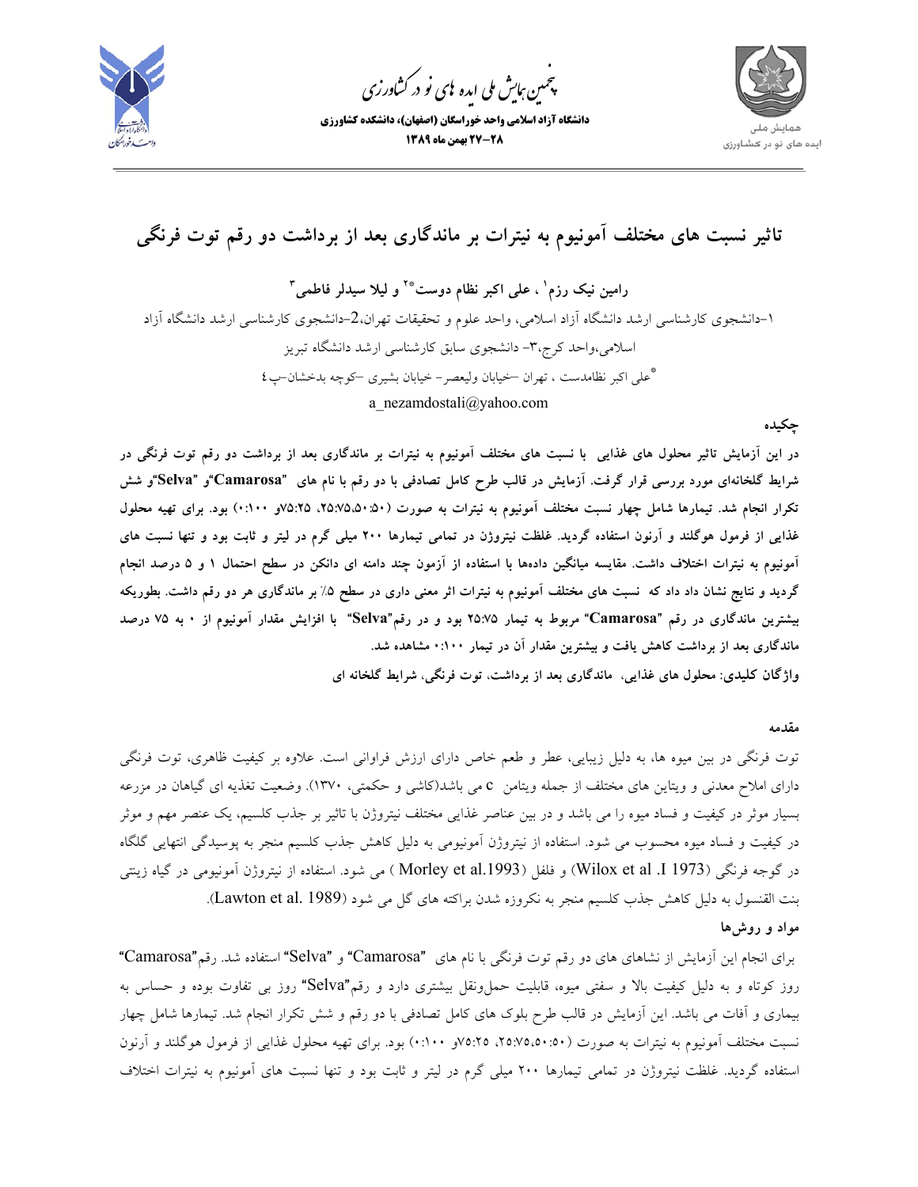# تاثیر نسبت های مختلف آمونیوم به نیترات بر ماندگاری بعد از برداشت دو رقم توت فرنگی

**رامین نیک رزم[1] ، علی اکبر نظام دوست[*2] و لیلا سیدلر فاطمی[3]**

۱-دانشجوی کارشناسی ارشد دانشگاه آزاد اسلامی، واحد علوم و تحقیقات تهران،2-دانشجوی کارشناسی ارشد دانشگاه آزاد اسلامی،واحد کرج،۳- دانشجوی سابق کارشناسی ارشد دانشگاه تبریز

[*]علی اکبر نظامدست ، تهران –خیابان ولیعصر- خیابان بشیری –کوچه بدخشان–پ٤

a_nezamdostali@yahoo.com

### چکیده

**در این آزمایش تاثیر محلول های غذایی با نسبت های مختلف آمونیوم به نیترات بر ماندگاری بعد از برداشت دو رقم توت فرنگی در شرایط گلخانه‌ای مورد بررسی قرار گرفت. آزمایش در قالب طرح کامل تصادفی با دو رقم با نام های "Camarosa"و "Selva"و شش تکرار انجام شد. تیمارها شامل چهار نسبت مختلف آمونیوم به نیترات به صورت (۵۰:۵۰،۲۵:۷۵، ۷۵:۲۵و ۰:۱۰۰) بود. برای تهیه محلول غذایی از فرمول هوگلند و آرنون استفاده گردید. غلظت نیتروژن در تمامی تیمارها ۲۰۰ میلی گرم در لیتر و ثابت بود و تنها نسبت های آمونیوم به نیترات اختلاف داشت. مقایسه میانگین داده‌ها با استفاده از آزمون چند دامنه ای دانکن در سطح احتمال ۱ و ۵ درصد انجام گردید و نتایج نشان داد که نسبت های مختلف آمونیوم به نیترات اثر معنی داری در سطح ۵٪ بر ماندگاری هر دو رقم داشت. بطوریکه بیشترین ماندگاری در رقم "Camarosa" مربوط به تیمار ۲۵:۷۵ بود و در رقم"Selva" با افزایش مقدار آمونیوم از ۰ به ۷۵ درصد ماندگاری بعد از برداشت کاهش یافت و بیشترین مقدار آن در تیمار ۰:۱۰۰ مشاهده شد.**

**واژگان کلیدی: محلول های غذایی، ماندگاری بعد از برداشت، توت فرنگی، شرایط گلخانه ای**

### مقدمه

توت فرنگی در بین میوه ها، به دلیل زیبایی، عطر و طعم خاص دارای ارزش فراوانی است. علاوه بر کیفیت ظاهری، توت فرنگی دارای املاح معدنی و ویتاین های مختلف از جمله ویتامین c می باشد(کاشی و حکمتی، ۱۳۷۰). وضعیت تغذیه ای گیاهان در مزرعه بسیار موثر در کیفیت و فساد میوه را می باشد و در بین عناصر غذایی مختلف نیتروژن با تاثیر بر جذب کلسیم، یک عنصر مهم و موثر در کیفیت و فساد میوه محسوب می شود. استفاده از نیتروژن آمونیومی به دلیل کاهش جذب کلسیم منجر به پوسیدگی انتهایی گلگاه در گوجه فرنگی (Wilox et al .I 1973) و فلفل (Morley et al.1993 ) می شود. استفاده از نیتروژن آمونیومی در گیاه زینتی بنت القنسول به دلیل کاهش جذب کلسیم منجر به نکروزه شدن براکته های گل می شود (Lawton et al. 1989).

### مواد و روش‌ها

برای انجام این آزمایش از نشاهای دو رقم توت فرنگی با نام های "Camarosa" و "Selva" استفاده شد. رقم"Camarosa" روز کوتاه و به دلیل کیفیت بالا و سفتی میوه، قابلیت حمل‌ونقل بیشتری دارد و رقم"Selva" روز بی تفاوت بوده و حساس به بیماری و آفات می باشد. این آزمایش در قالب طرح بلوک های کامل تصادفی با دو رقم و شش تکرار انجام شد. تیمارها شامل چهار نسبت مختلف آمونیوم به نیترات به صورت (۵۰:۵۰،۲۵:۷۵، ۷۵:۲۵و ۰:۱۰۰) بود. برای تهیه محلول غذایی از فرمول هوگلند و آرنون استفاده گردید. غلظت نیتروژن در تمامی تیمارها ۲۰۰ میلی گرم در لیتر و ثابت بود و تنها نسبت های آمونیوم به نیترات اختلاف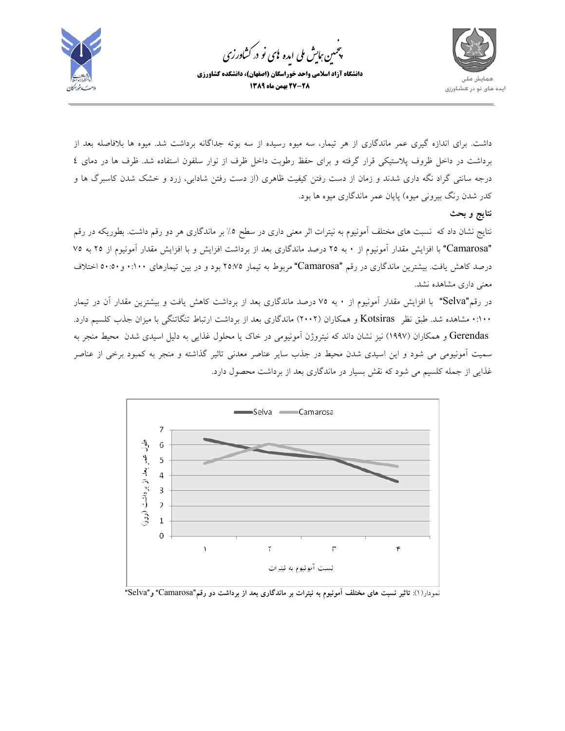داشت. برای اندازه گیری عمر ماندگاری از هر تیمار، سه میوه رسیده از سه بوته جداگانه برداشت شد. میوه ها بلافاصله بعد از برداشت در داخل ظروف پلاستیکی قرار گرفته و برای حفظ رطوبت داخل ظرف از نوار سلفون استفاده شد. ظرف ها در دمای ٤ درجه سانتی گراد نگه داری شدند و زمان از دست رفتن کیفیت ظاهری (از دست رفتن شادابی، زرد و خشک شدن کاسبرگ ها و کدر شدن رنگ بیرونی میوه) پایان عمر ماندگاری میوه ها بود.

### نتایج و بحث

نتایج نشان داد که نسبت های مختلف آمونیوم به نیترات اثر معنی داری در سطح ۵٪ بر ماندگاری هر دو رقم داشت. بطوریکه در رقم "Camarosa" با افزایش مقدار آمونیوم از ۰ به ۲۵ درصد ماندگاری بعد از برداشت افزایش و با افزایش مقدار آمونیوم از ۲۵ به ۷۵ درصد کاهش یافت. بیشترین ماندگاری در رقم "Camarosa" مربوط به تیمار ۲۵:۷۵ بود و در بین تیمارهای ۰:۱۰۰ و۵۰:۵۰ اختلاف معنی داری مشاهده نشد.

در رقم"Selva" با افزایش مقدار آمونیوم از ۰ به ۷۵ درصد ماندگاری بعد از برداشت کاهش یافت و بیشترین مقدار آن در تیمار ۰:۱۰۰ مشاهده شد. طبق نظر Kotsiras و همکاران (۲۰۰۲) ماندگاری بعد از برداشت ارتباط تنگاتنگی با میزان جذب کلسیم دارد. Gerendas و همکاران (۱۹۹۷) نیز نشان داد که نیتروژن آمونیومی در خاک یا محلول غذایی به دلیل اسیدی شدن محیط منجر به سمیت آمونیومی می شود و این اسیدی شدن محیط در جذب سایر عناصر معدنی تاثیر گذاشته و منجر به کمبود برخی از عناصر غذایی از جمله کلسیم می شود که نقش بسیار در ماندگاری بعد از برداشت محصول دارد.

نمودار(۱): تاثیر نسبت های مختلف آمونیوم به نیترات بر ماندگاری بعد از برداشت دو رقم"Camarosa" و"Selva"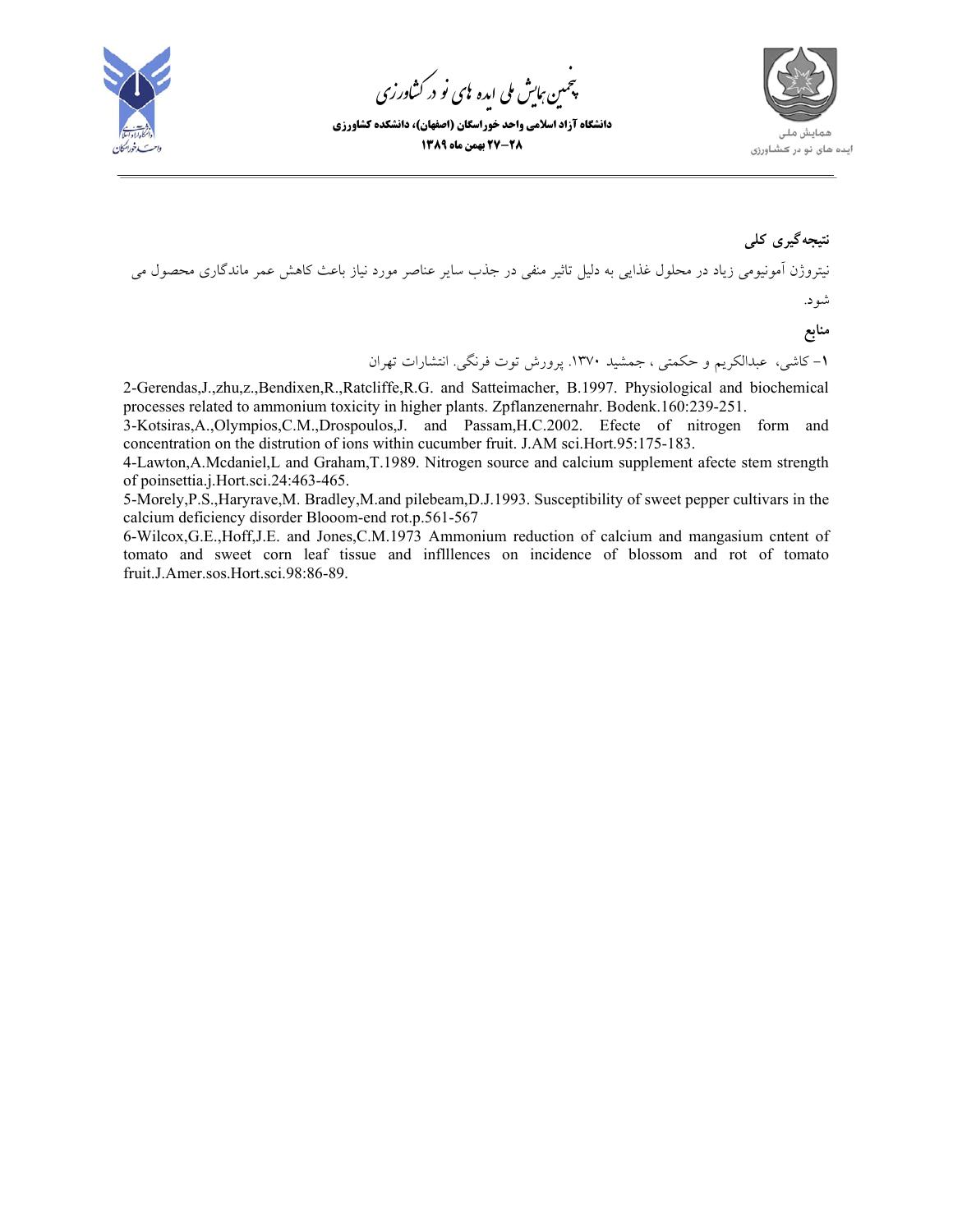## نتیجه‌گیری کلی

نیتروژن آمونیومی زیاد در محلول غذایی به دلیل تاثیر منفی در جذب سایر عناصر مورد نیاز باعث کاهش عمر ماندگاری محصول می شود.

## منابع

۱- کاشی، عبدالکریم و حکمتی ، جمشید ۱۳۷۰. پرورش توت فرنگی. انتشارات تهران

2-Gerendas,J.,zhu,z.,Bendixen,R.,Ratcliffe,R.G. and Satteimacher, B.1997. Physiological and biochemical processes related to ammonium toxicity in higher plants. Zpflanzenernahr. Bodenk.160:239-251.

3-Kotsiras,A.,Olympios,C.M.,Drospoulos,J. and Passam,H.C.2002. Efecte of nitrogen form and concentration on the distrution of ions within cucumber fruit. J.AM sci.Hort.95:175-183.

4-Lawton,A.Mcdaniel,L and Graham,T.1989. Nitrogen source and calcium supplement afecte stem strength of poinsettia.j.Hort.sci.24:463-465.

5-Morely,P.S.,Haryrave,M. Bradley,M.and pilebeam,D.J.1993. Susceptibility of sweet pepper cultivars in the calcium deficiency disorder Blooom-end rot.p.561-567

6-Wilcox,G.E.,Hoff,J.E. and Jones,C.M.1973 Ammonium reduction of calcium and mangasium cntent of tomato and sweet corn leaf tissue and inflllences on incidence of blossom and rot of tomato fruit.J.Amer.sos.Hort.sci.98:86-89.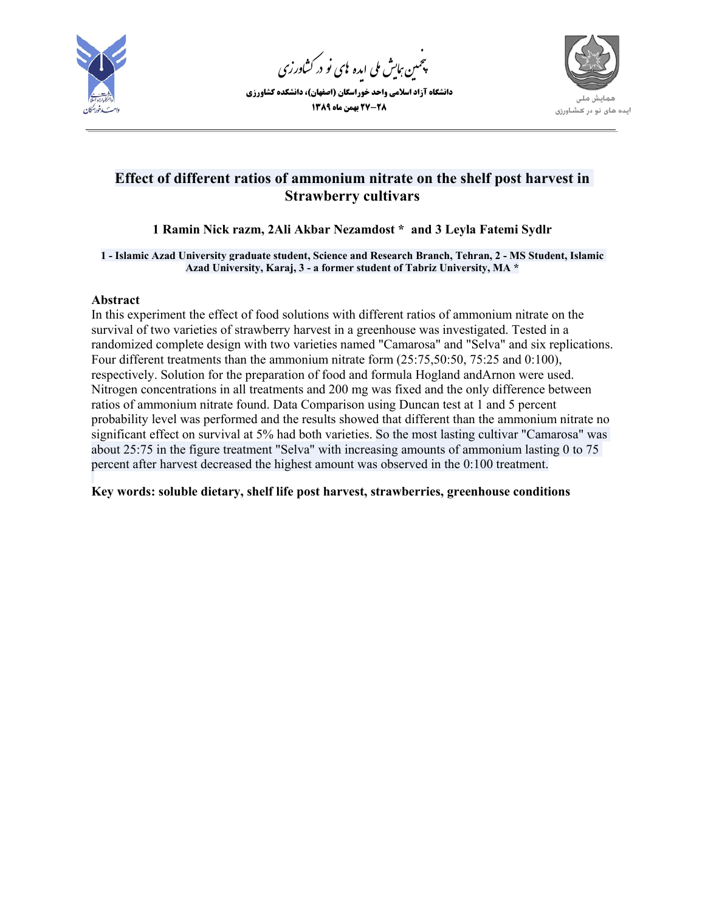# Effect of different ratios of ammonium nitrate on the shelf post harvest in Strawberry cultivars

**1 Ramin Nick razm, 2Ali Akbar Nezamdost * and 3 Leyla Fatemi Sydlr**

**1 - Islamic Azad University graduate student, Science and Research Branch, Tehran, 2 - MS Student, Islamic Azad University, Karaj, 3 - a former student of Tabriz University, MA ***

## Abstract

In this experiment the effect of food solutions with different ratios of ammonium nitrate on the survival of two varieties of strawberry harvest in a greenhouse was investigated. Tested in a randomized complete design with two varieties named "Camarosa" and "Selva" and six replications. Four different treatments than the ammonium nitrate form (25:75,50:50, 75:25 and 0:100), respectively. Solution for the preparation of food and formula Hogland andArnon were used. Nitrogen concentrations in all treatments and 200 mg was fixed and the only difference between ratios of ammonium nitrate found. Data Comparison using Duncan test at 1 and 5 percent probability level was performed and the results showed that different than the ammonium nitrate no significant effect on survival at 5% had both varieties. So the most lasting cultivar "Camarosa" was about 25:75 in the figure treatment "Selva" with increasing amounts of ammonium lasting 0 to 75 percent after harvest decreased the highest amount was observed in the 0:100 treatment.

**Key words: soluble dietary, shelf life post harvest, strawberries, greenhouse conditions**